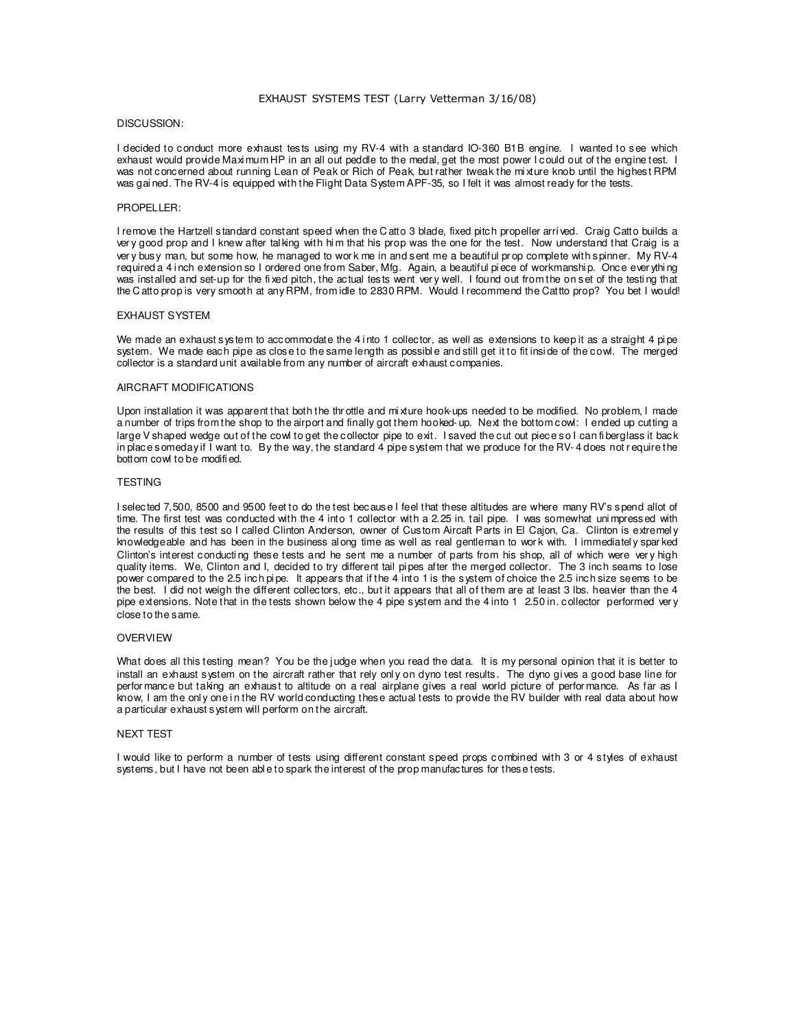# EXHAUST SYSTEMS TEST (Larry Vetterman 3/16/08)

## DISCUSSION:

I decided to conduct more exhaust tests using my RV-4 with a standard IO-360 B1B engine. I wanted to see which exhaust would provide Maximum HP in an all out peddle to the medal, get the most power I could out of the engine test. I was not concerned about running Lean of Peak or Rich of Peak, but rather tweak the mixture knob until the highest RPM was gained. The RV-4 is equipped with the Flight Data System APF-35, so I felt it was almost ready for the tests.

## PROPELLER:

I remove the Hartzell standard constant speed when the Catto 3 blade, fixed pitch propeller arrived. Craig Catto builds a very good prop and I knew after talking with him that his prop was the one for the test. Now understand that Craig is a very busy man, but some how, he managed to work me in and sent me a beautiful prop complete with spinner. My RV-4 required a 4 inch extension so I ordered one from Saber, Mfg. Again, a beautiful piece of workmanship. Once everything was installed and set-up for the fixed pitch, the actual tests went very well. I found out from the on set of the testing that the Catto prop is very smooth at any RPM, from idle to 2830 RPM. Would I recommend the Cattto prop? You bet I would!

## EXHAUST SYSTEM

We made an exhaust system to accommodate the 4 into 1 collector, as well as extensions to keep it as a straight 4 pipe system. We made each pipe as close to the same length as possible and still get it to fit inside of the cowl. The merged collector is a standard unit available from any number of aircraft exhaust companies.

## AIRCRAFT MODIFICATIONS

Upon installation it was apparent that both the throttle and mixture hook-ups needed to be modified. No problem, I made a number of trips from the shop to the airport and finally got them hooked-up. Next the bottom cowl: I ended up cutting a large V shaped wedge out of the cowl to get the collector pipe to exit. I saved the cut out piece so I can fiberglass it back in place someday if I want to. By the way, the standard 4 pipe system that we produce for the RV-4 does not require the bottom cowl to be modified.

## TESTING

I selected 7,500, 8500 and 9500 feet to do the test because I feel that these altitudes are where many RV's spend allot of time. The first test was conducted with the 4 into 1 collector with a 2.25 in. tail pipe. I was somewhat unimpressed with the results of this test so I called Clinton Anderson, owner of Custom Aircaft Parts in El Cajon, Ca. Clinton is extremely knowledgeable and has been in the business along time as well as real gentleman to work with. I immediately sparked Clinton's interest conducting these tests and he sent me a number of parts from his shop, all of which were very high quality items. We, Clinton and I, decided to try different tail pipes after the merged collector. The 3 inch seams to lose power compared to the 2.5 inch pipe. It appears that if the 4 into 1 is the system of choice the 2.5 inch size seems to be the best. I did not weigh the different collectors, etc., but it appears that all of them are at least 3 lbs. heavier than the 4 pipe extensions. Note that in the tests shown below the 4 pipe system and the 4 into 1 2.50 in. collector performed very close to the same.

## OVERVIEW

What does all this testing mean? You be the judge when you read the data. It is my personal opinion that it is better to install an exhaust system on the aircraft rather that rely only on dyno test results. The dyno gives a good base line for performance but taking an exhaust to altitude on a real airplane gives a real world picture of performance. As far as I know, I am the only one in the RV world conducting these actual tests to provide the RV builder with real data about how a particular exhaust system will perform on the aircraft.

## NEXT TEST

I would like to perform a number of tests using different constant speed props combined with 3 or 4 styles of exhaust systems, but I have not been able to spark the interest of the prop manufactures for these tests.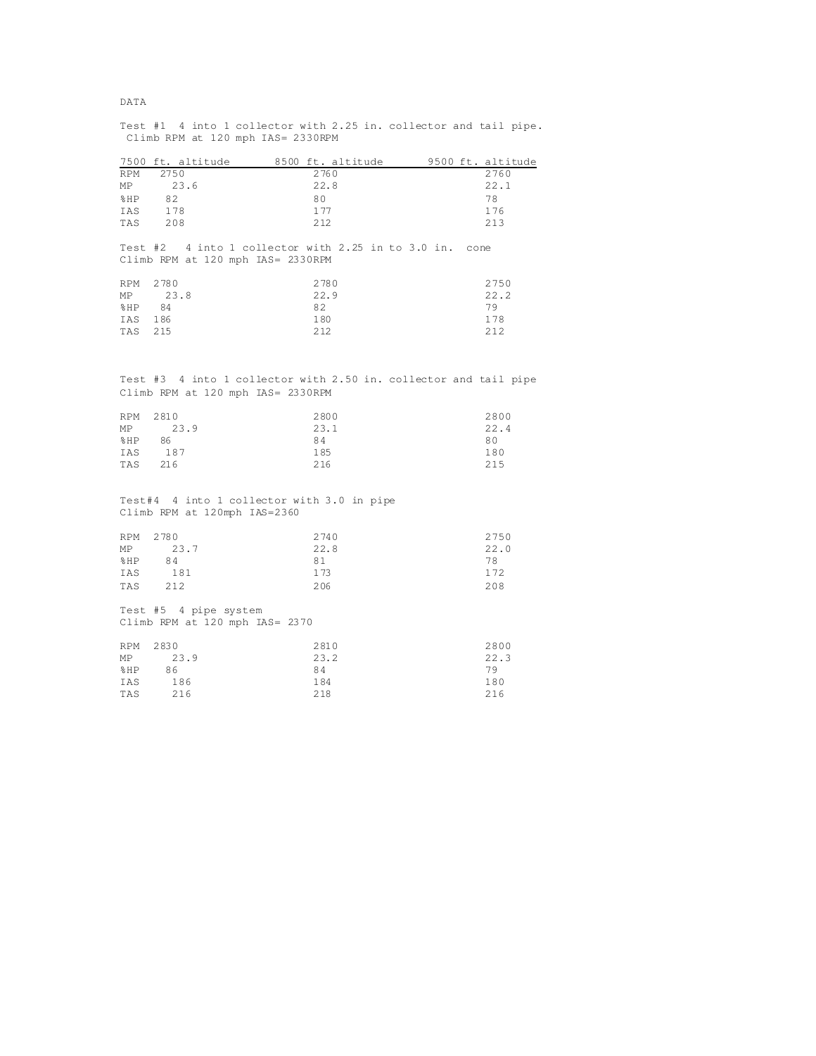DATA

Test #1 4 into 1 collector with 2.25 in. collector and tail pipe.
Climb RPM at 120 mph IAS= 2330RPM

| 7500 ft. altitude | | 8500 ft. altitude | 9500 ft. altitude |
|---|---|---|---|
| RPM | 2750 | 2760 | 2760 |
| MP | 23.6 | 22.8 | 22.1 |
| %HP | 82 | 80 | 78 |
| IAS | 178 | 177 | 176 |
| TAS | 208 | 212 | 213 |

Test #2 4 into 1 collector with 2.25 in to 3.0 in. cone
Climb RPM at 120 mph IAS= 2330RPM

| | | | |
|---|---|---|---|
| RPM | 2780 | 2780 | 2750 |
| MP | 23.8 | 22.9 | 22.2 |
| %HP | 84 | 82 | 79 |
| IAS | 186 | 180 | 178 |
| TAS | 215 | 212 | 212 |

Test #3 4 into 1 collector with 2.50 in. collector and tail pipe
Climb RPM at 120 mph IAS= 2330RPM

| | | | |
|---|---|---|---|
| RPM | 2810 | 2800 | 2800 |
| MP | 23.9 | 23.1 | 22.4 |
| %HP | 86 | 84 | 80 |
| IAS | 187 | 185 | 180 |
| TAS | 216 | 216 | 215 |

Test#4 4 into 1 collector with 3.0 in pipe
Climb RPM at 120mph IAS=2360

| | | | |
|---|---|---|---|
| RPM | 2780 | 2740 | 2750 |
| MP | 23.7 | 22.8 | 22.0 |
| %HP | 84 | 81 | 78 |
| IAS | 181 | 173 | 172 |
| TAS | 212 | 206 | 208 |

Test #5 4 pipe system
Climb RPM at 120 mph IAS= 2370

| | | | |
|---|---|---|---|
| RPM | 2830 | 2810 | 2800 |
| MP | 23.9 | 23.2 | 22.3 |
| %HP | 86 | 84 | 79 |
| IAS | 186 | 184 | 180 |
| TAS | 216 | 218 | 216 |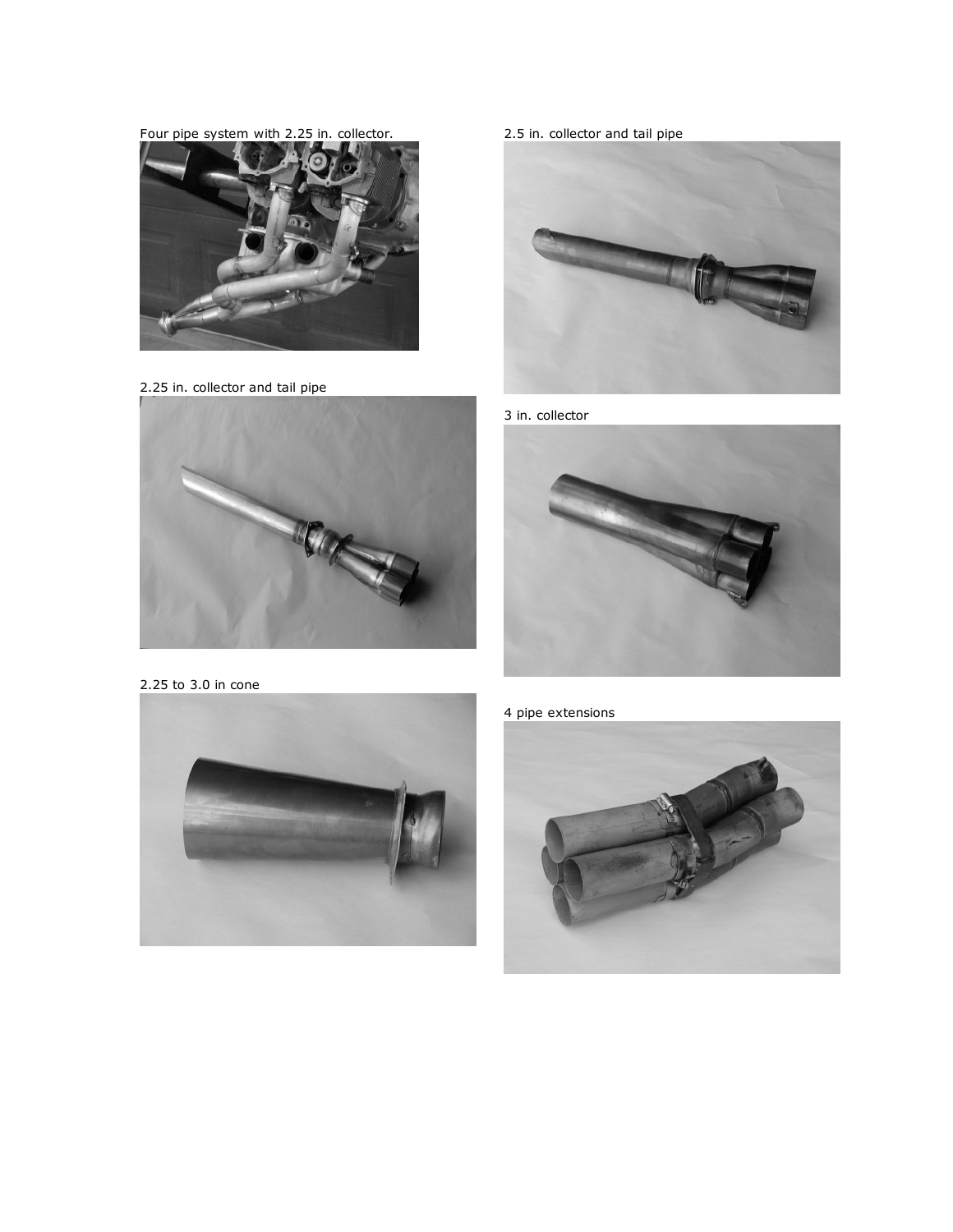Four pipe system with 2.25 in. collector.

2.5 in. collector and tail pipe

2.25 in. collector and tail pipe

3 in. collector

2.25 to 3.0 in cone

4 pipe extensions